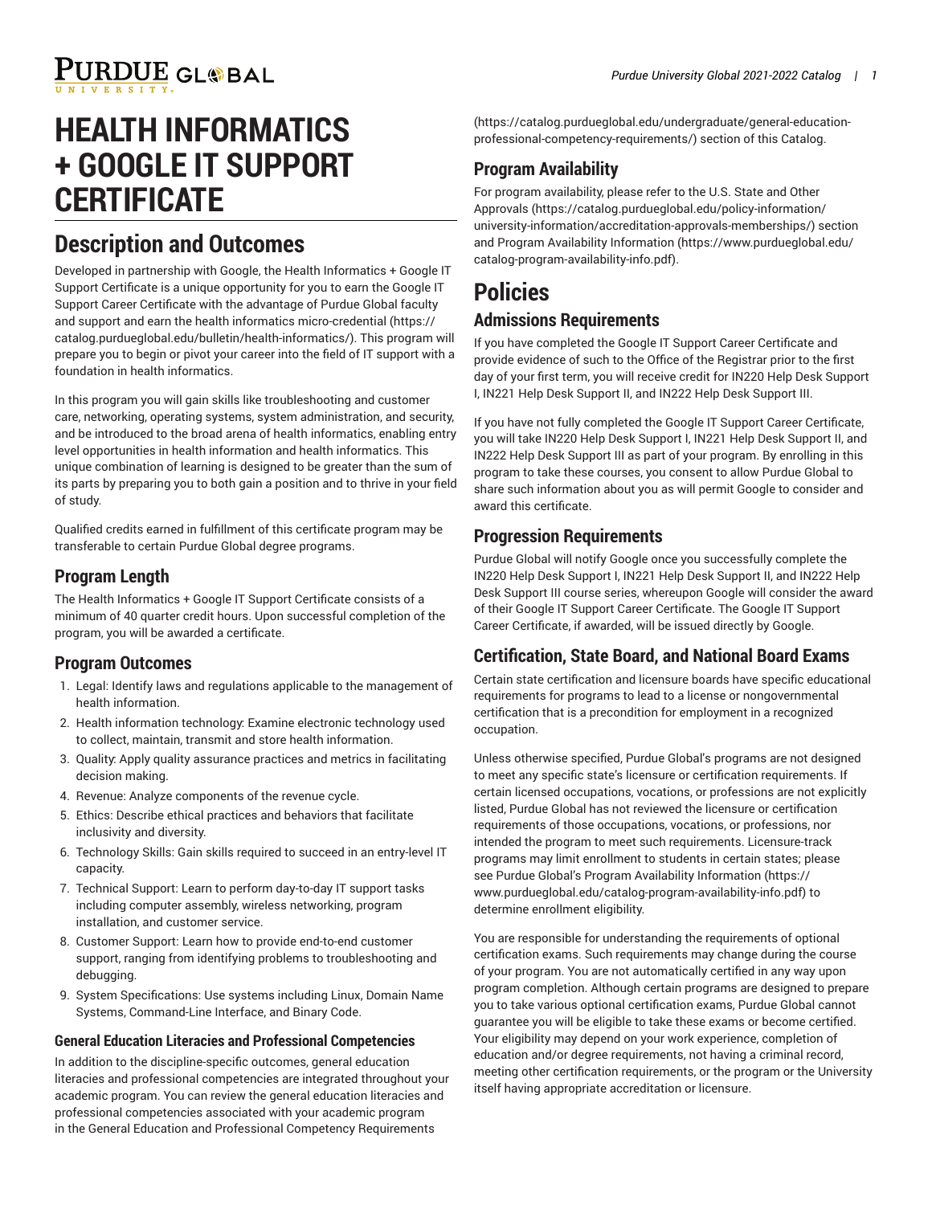# HEALTH INFORMATICS + GOOGLE IT SUPPORT CERTIFICATE

## Description and Outcomes

Developed in partnership with Google, the Health Informatics + Google IT Support Certificate is a unique opportunity for you to earn the Google IT Support Career Certificate with the advantage of Purdue Global faculty and support and earn the health informatics micro-credential (https://catalog.purdueglobal.edu/bulletin/health-informatics/). This program will prepare you to begin or pivot your career into the field of IT support with a foundation in health informatics.

In this program you will gain skills like troubleshooting and customer care, networking, operating systems, system administration, and security, and be introduced to the broad arena of health informatics, enabling entry level opportunities in health information and health informatics. This unique combination of learning is designed to be greater than the sum of its parts by preparing you to both gain a position and to thrive in your field of study.

Qualified credits earned in fulfillment of this certificate program may be transferable to certain Purdue Global degree programs.

### Program Length

The Health Informatics + Google IT Support Certificate consists of a minimum of 40 quarter credit hours. Upon successful completion of the program, you will be awarded a certificate.

### Program Outcomes

1. Legal: Identify laws and regulations applicable to the management of health information.
2. Health information technology: Examine electronic technology used to collect, maintain, transmit and store health information.
3. Quality: Apply quality assurance practices and metrics in facilitating decision making.
4. Revenue: Analyze components of the revenue cycle.
5. Ethics: Describe ethical practices and behaviors that facilitate inclusivity and diversity.
6. Technology Skills: Gain skills required to succeed in an entry-level IT capacity.
7. Technical Support: Learn to perform day-to-day IT support tasks including computer assembly, wireless networking, program installation, and customer service.
8. Customer Support: Learn how to provide end-to-end customer support, ranging from identifying problems to troubleshooting and debugging.
9. System Specifications: Use systems including Linux, Domain Name Systems, Command-Line Interface, and Binary Code.

#### General Education Literacies and Professional Competencies

In addition to the discipline-specific outcomes, general education literacies and professional competencies are integrated throughout your academic program. You can review the general education literacies and professional competencies associated with your academic program in the General Education and Professional Competency Requirements (https://catalog.purdueglobal.edu/undergraduate/general-education-professional-competency-requirements/) section of this Catalog.

### Program Availability

For program availability, please refer to the U.S. State and Other Approvals (https://catalog.purdueglobal.edu/policy-information/university-information/accreditation-approvals-memberships/) section and Program Availability Information (https://www.purdueglobal.edu/catalog-program-availability-info.pdf).

## Policies

### Admissions Requirements

If you have completed the Google IT Support Career Certificate and provide evidence of such to the Office of the Registrar prior to the first day of your first term, you will receive credit for IN220 Help Desk Support I, IN221 Help Desk Support II, and IN222 Help Desk Support III.

If you have not fully completed the Google IT Support Career Certificate, you will take IN220 Help Desk Support I, IN221 Help Desk Support II, and IN222 Help Desk Support III as part of your program. By enrolling in this program to take these courses, you consent to allow Purdue Global to share such information about you as will permit Google to consider and award this certificate.

### Progression Requirements

Purdue Global will notify Google once you successfully complete the IN220 Help Desk Support I, IN221 Help Desk Support II, and IN222 Help Desk Support III course series, whereupon Google will consider the award of their Google IT Support Career Certificate. The Google IT Support Career Certificate, if awarded, will be issued directly by Google.

### Certification, State Board, and National Board Exams

Certain state certification and licensure boards have specific educational requirements for programs to lead to a license or nongovernmental certification that is a precondition for employment in a recognized occupation.

Unless otherwise specified, Purdue Global's programs are not designed to meet any specific state's licensure or certification requirements. If certain licensed occupations, vocations, or professions are not explicitly listed, Purdue Global has not reviewed the licensure or certification requirements of those occupations, vocations, or professions, nor intended the program to meet such requirements. Licensure-track programs may limit enrollment to students in certain states; please see Purdue Global's Program Availability Information (https://www.purdueglobal.edu/catalog-program-availability-info.pdf) to determine enrollment eligibility.

You are responsible for understanding the requirements of optional certification exams. Such requirements may change during the course of your program. You are not automatically certified in any way upon program completion. Although certain programs are designed to prepare you to take various optional certification exams, Purdue Global cannot guarantee you will be eligible to take these exams or become certified. Your eligibility may depend on your work experience, completion of education and/or degree requirements, not having a criminal record, meeting other certification requirements, or the program or the University itself having appropriate accreditation or licensure.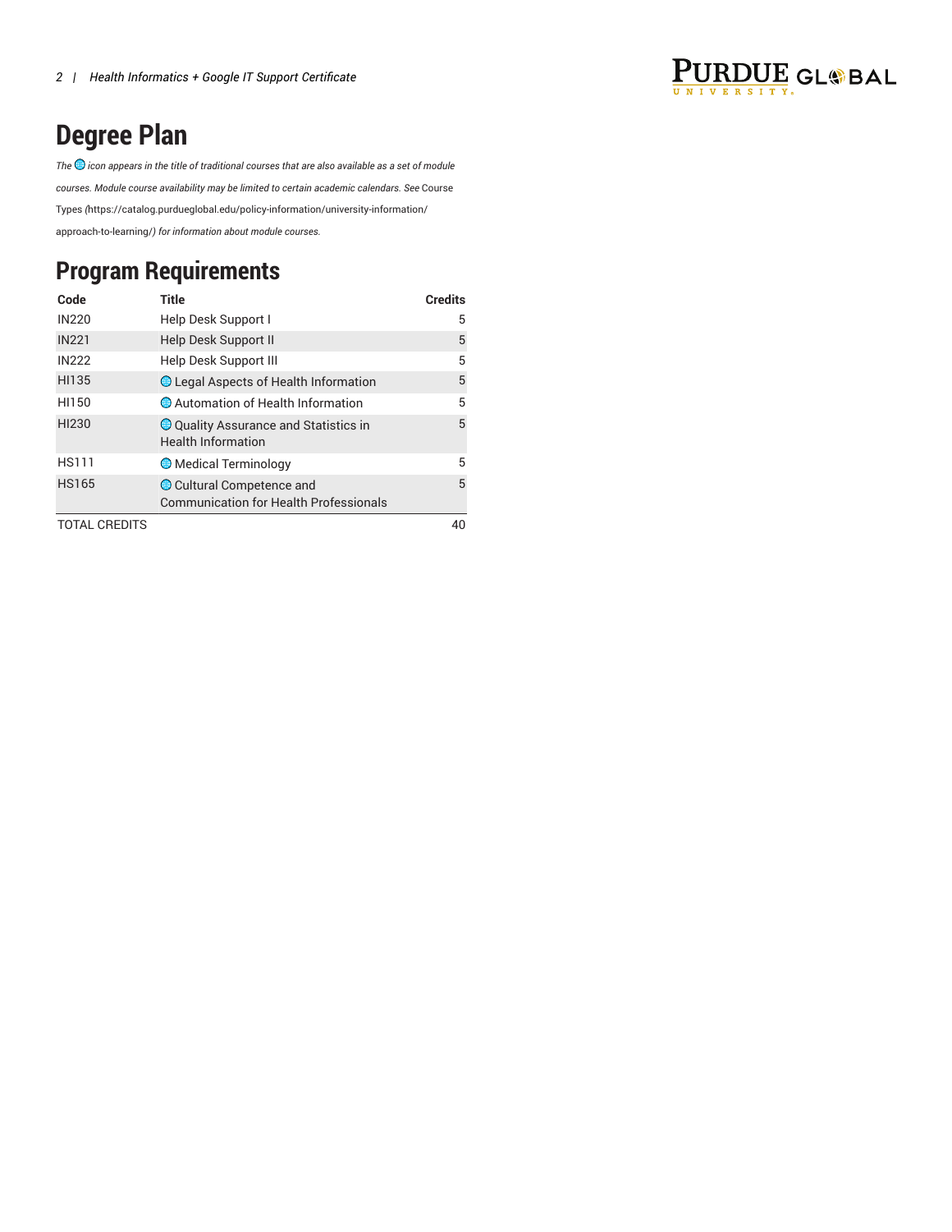# Degree Plan

*The 🌐 icon appears in the title of traditional courses that are also available as a set of module courses. Module course availability may be limited to certain academic calendars. See* Course Types (https://catalog.purdueglobal.edu/policy-information/university-information/approach-to-learning/) *for information about module courses.*

# Program Requirements

| Code | Title | Credits |
|---|---|---|
| IN220 | Help Desk Support I | 5 |
| IN221 | Help Desk Support II | 5 |
| IN222 | Help Desk Support III | 5 |
| HI135 | 🌐 Legal Aspects of Health Information | 5 |
| HI150 | 🌐 Automation of Health Information | 5 |
| HI230 | 🌐 Quality Assurance and Statistics in Health Information | 5 |
| HS111 | 🌐 Medical Terminology | 5 |
| HS165 | 🌐 Cultural Competence and Communication for Health Professionals | 5 |
| TOTAL CREDITS | | 40 |